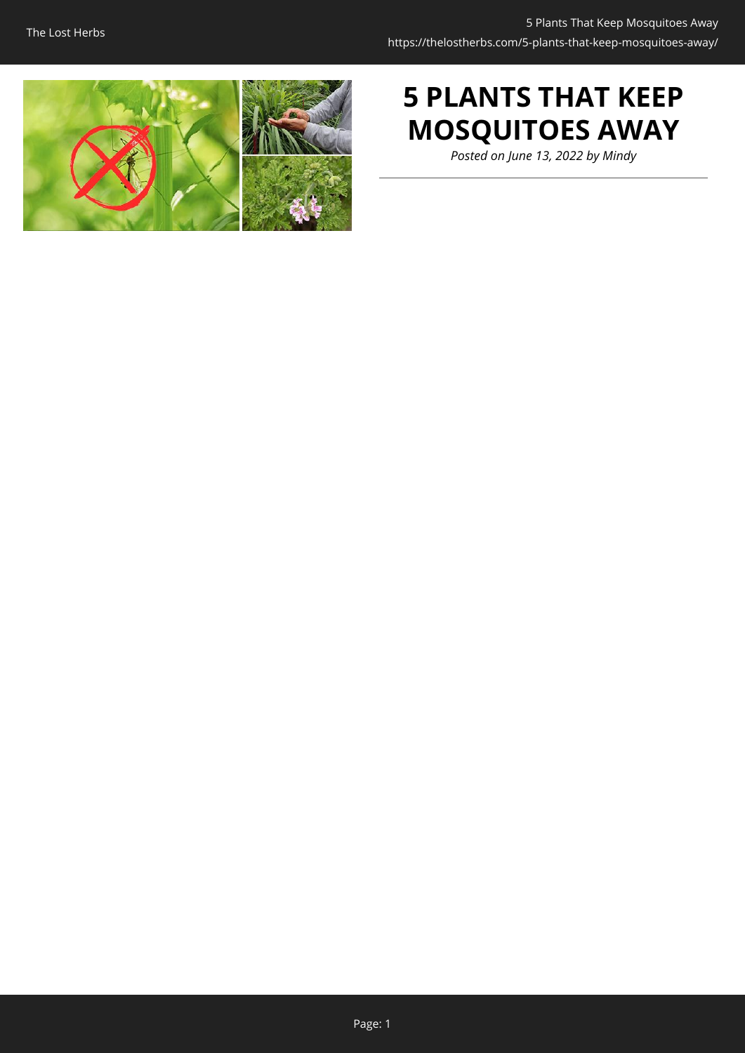# 5 PLANTS THAT KEEP MOSQUITOES AWAY

*Posted on June 13, 2022 by Mindy*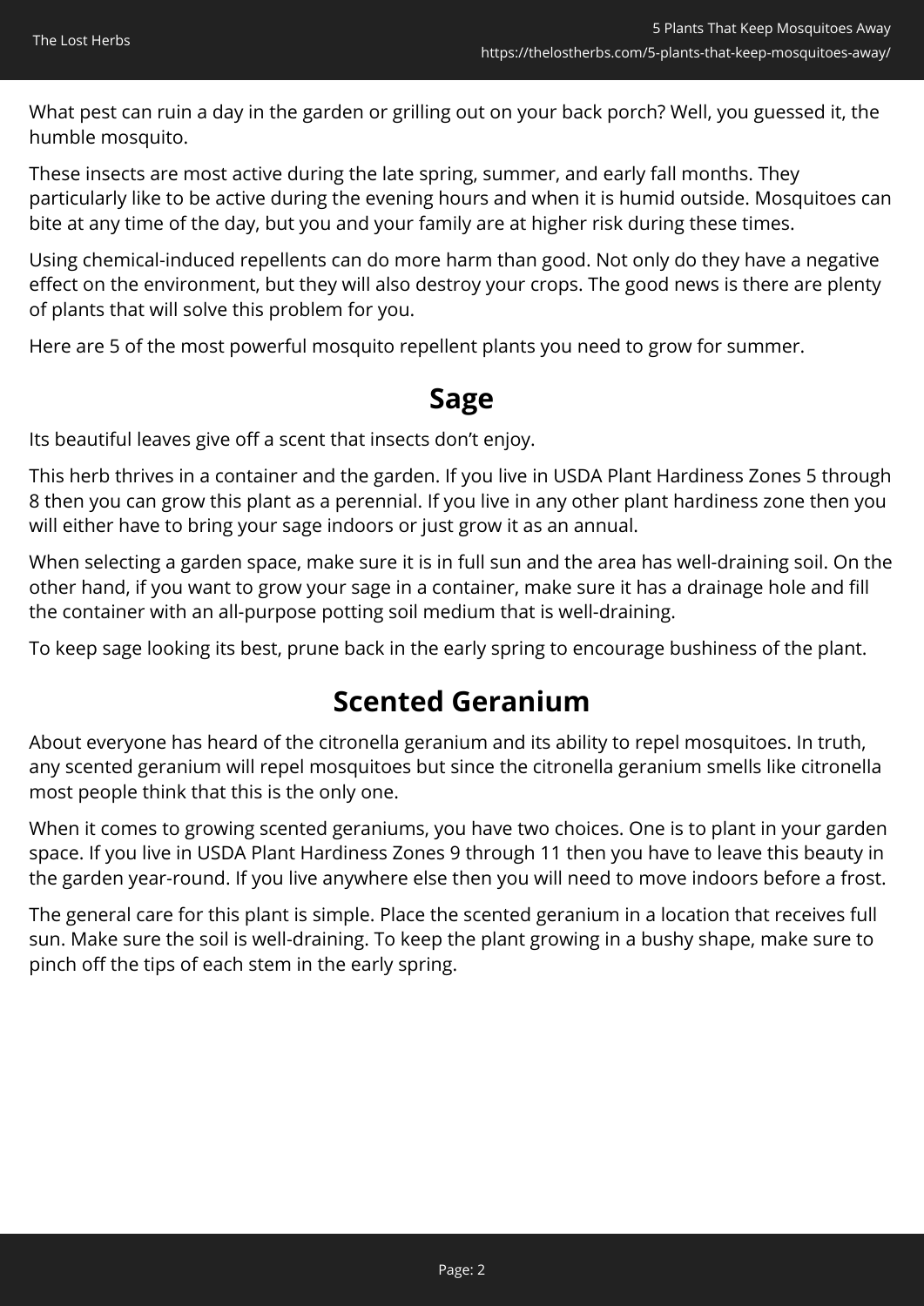What pest can ruin a day in the garden or grilling out on your back porch? Well, you guessed it, the humble mosquito.

These insects are most active during the late spring, summer, and early fall months. They particularly like to be active during the evening hours and when it is humid outside. Mosquitoes can bite at any time of the day, but you and your family are at higher risk during these times.

Using chemical-induced repellents can do more harm than good. Not only do they have a negative effect on the environment, but they will also destroy your crops. The good news is there are plenty of plants that will solve this problem for you.

Here are 5 of the most powerful mosquito repellent plants you need to grow for summer.

## Sage

Its beautiful leaves give off a scent that insects don't enjoy.

This herb thrives in a container and the garden. If you live in USDA Plant Hardiness Zones 5 through 8 then you can grow this plant as a perennial. If you live in any other plant hardiness zone then you will either have to bring your sage indoors or just grow it as an annual.

When selecting a garden space, make sure it is in full sun and the area has well-draining soil. On the other hand, if you want to grow your sage in a container, make sure it has a drainage hole and fill the container with an all-purpose potting soil medium that is well-draining.

To keep sage looking its best, prune back in the early spring to encourage bushiness of the plant.

## Scented Geranium

About everyone has heard of the citronella geranium and its ability to repel mosquitoes. In truth, any scented geranium will repel mosquitoes but since the citronella geranium smells like citronella most people think that this is the only one.

When it comes to growing scented geraniums, you have two choices. One is to plant in your garden space. If you live in USDA Plant Hardiness Zones 9 through 11 then you have to leave this beauty in the garden year-round. If you live anywhere else then you will need to move indoors before a frost.

The general care for this plant is simple. Place the scented geranium in a location that receives full sun. Make sure the soil is well-draining. To keep the plant growing in a bushy shape, make sure to pinch off the tips of each stem in the early spring.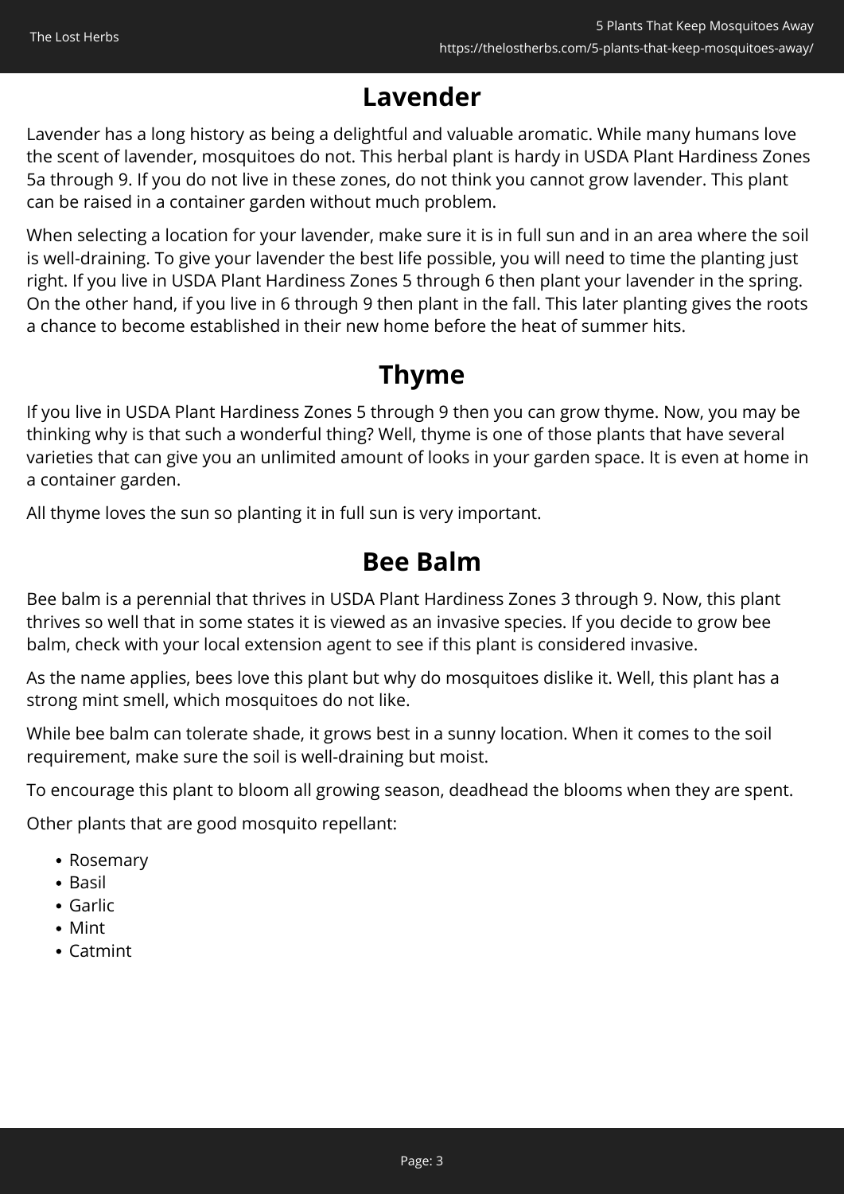## Lavender

Lavender has a long history as being a delightful and valuable aromatic. While many humans love the scent of lavender, mosquitoes do not. This herbal plant is hardy in USDA Plant Hardiness Zones 5a through 9. If you do not live in these zones, do not think you cannot grow lavender. This plant can be raised in a container garden without much problem.

When selecting a location for your lavender, make sure it is in full sun and in an area where the soil is well-draining. To give your lavender the best life possible, you will need to time the planting just right. If you live in USDA Plant Hardiness Zones 5 through 6 then plant your lavender in the spring. On the other hand, if you live in 6 through 9 then plant in the fall. This later planting gives the roots a chance to become established in their new home before the heat of summer hits.

## Thyme

If you live in USDA Plant Hardiness Zones 5 through 9 then you can grow thyme. Now, you may be thinking why is that such a wonderful thing? Well, thyme is one of those plants that have several varieties that can give you an unlimited amount of looks in your garden space. It is even at home in a container garden.

All thyme loves the sun so planting it in full sun is very important.

## Bee Balm

Bee balm is a perennial that thrives in USDA Plant Hardiness Zones 3 through 9. Now, this plant thrives so well that in some states it is viewed as an invasive species. If you decide to grow bee balm, check with your local extension agent to see if this plant is considered invasive.

As the name applies, bees love this plant but why do mosquitoes dislike it. Well, this plant has a strong mint smell, which mosquitoes do not like.

While bee balm can tolerate shade, it grows best in a sunny location. When it comes to the soil requirement, make sure the soil is well-draining but moist.

To encourage this plant to bloom all growing season, deadhead the blooms when they are spent.

Other plants that are good mosquito repellant:

- Rosemary
- Basil
- Garlic
- Mint
- Catmint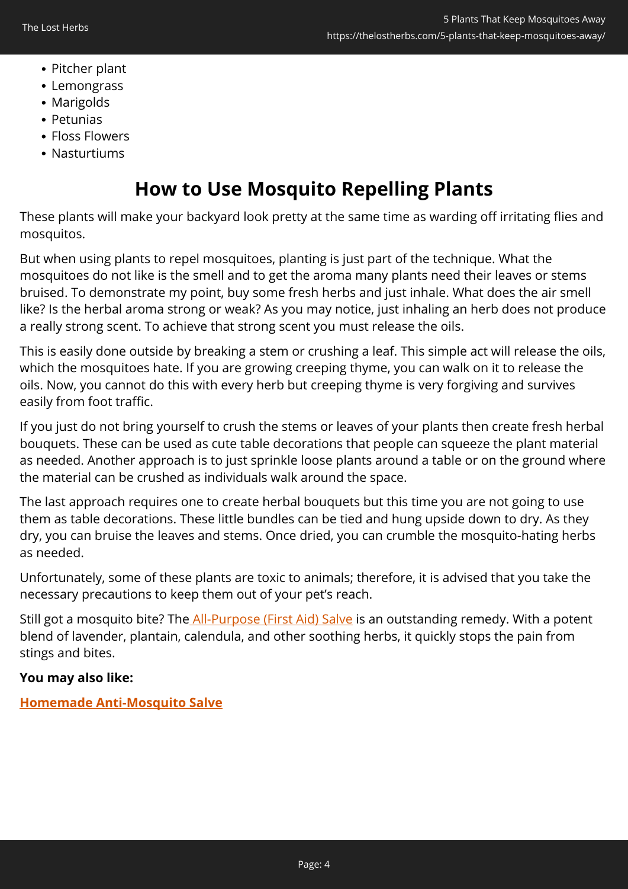- Pitcher plant
- Lemongrass
- Marigolds
- Petunias
- Floss Flowers
- Nasturtiums

## How to Use Mosquito Repelling Plants

These plants will make your backyard look pretty at the same time as warding off irritating flies and mosquitos.

But when using plants to repel mosquitoes, planting is just part of the technique. What the mosquitoes do not like is the smell and to get the aroma many plants need their leaves or stems bruised. To demonstrate my point, buy some fresh herbs and just inhale. What does the air smell like? Is the herbal aroma strong or weak? As you may notice, just inhaling an herb does not produce a really strong scent. To achieve that strong scent you must release the oils.

This is easily done outside by breaking a stem or crushing a leaf. This simple act will release the oils, which the mosquitoes hate. If you are growing creeping thyme, you can walk on it to release the oils. Now, you cannot do this with every herb but creeping thyme is very forgiving and survives easily from foot traffic.

If you just do not bring yourself to crush the stems or leaves of your plants then create fresh herbal bouquets. These can be used as cute table decorations that people can squeeze the plant material as needed. Another approach is to just sprinkle loose plants around a table or on the ground where the material can be crushed as individuals walk around the space.

The last approach requires one to create herbal bouquets but this time you are not going to use them as table decorations. These little bundles can be tied and hung upside down to dry. As they dry, you can bruise the leaves and stems. Once dried, you can crumble the mosquito-hating herbs as needed.

Unfortunately, some of these plants are toxic to animals; therefore, it is advised that you take the necessary precautions to keep them out of your pet's reach.

Still got a mosquito bite? The All-Purpose (First Aid) Salve is an outstanding remedy. With a potent blend of lavender, plantain, calendula, and other soothing herbs, it quickly stops the pain from stings and bites.

**You may also like:**

**Homemade Anti-Mosquito Salve**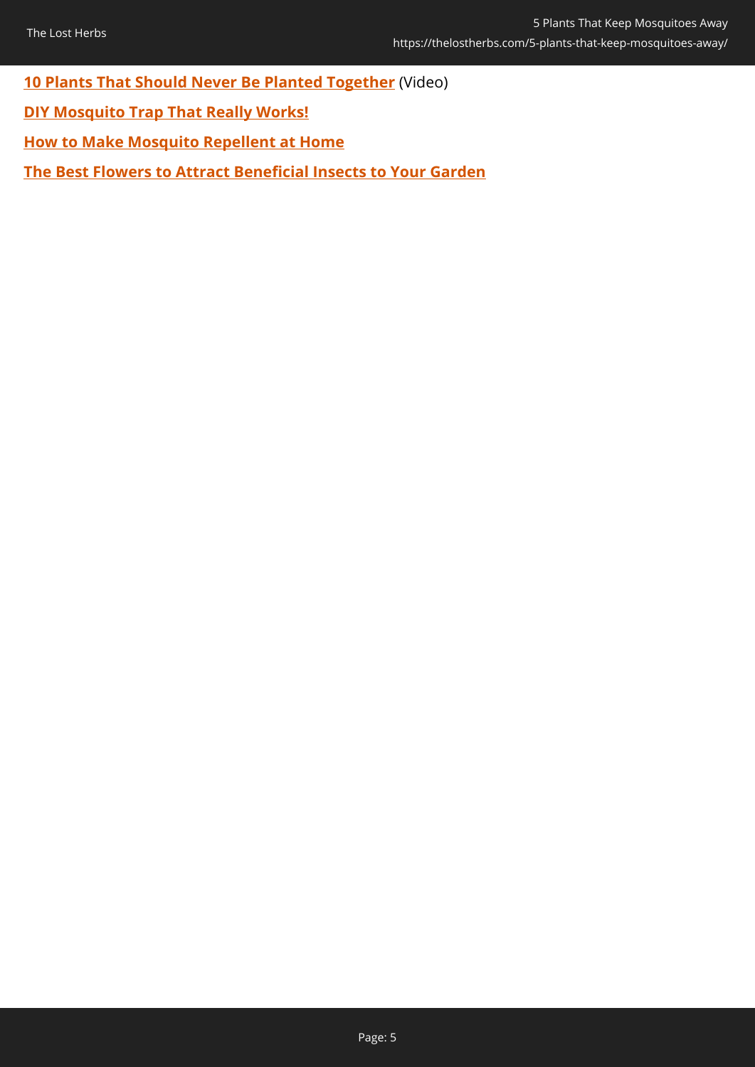**10 Plants That Should Never Be Planted Together** (Video)

**DIY Mosquito Trap That Really Works!**

**How to Make Mosquito Repellent at Home**

**The Best Flowers to Attract Beneficial Insects to Your Garden**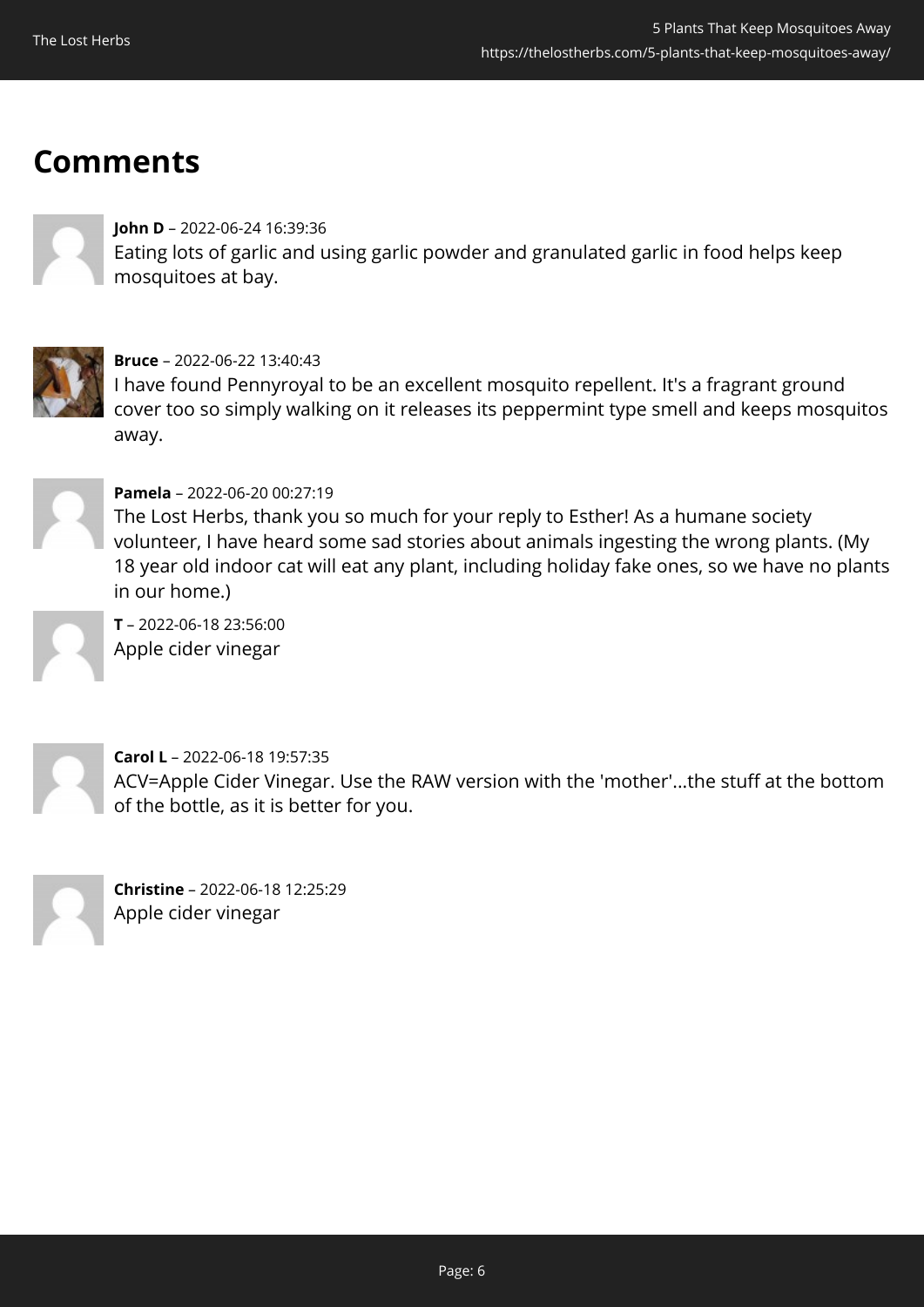## Comments

**John D** – 2022-06-24 16:39:36
Eating lots of garlic and using garlic powder and granulated garlic in food helps keep mosquitoes at bay.

**Bruce** – 2022-06-22 13:40:43
I have found Pennyroyal to be an excellent mosquito repellent. It's a fragrant ground cover too so simply walking on it releases its peppermint type smell and keeps mosquitos away.

**Pamela** – 2022-06-20 00:27:19
The Lost Herbs, thank you so much for your reply to Esther! As a humane society volunteer, I have heard some sad stories about animals ingesting the wrong plants. (My 18 year old indoor cat will eat any plant, including holiday fake ones, so we have no plants in our home.)

**T** – 2022-06-18 23:56:00
Apple cider vinegar

**Carol L** – 2022-06-18 19:57:35
ACV=Apple Cider Vinegar. Use the RAW version with the 'mother'...the stuff at the bottom of the bottle, as it is better for you.

**Christine** – 2022-06-18 12:25:29
Apple cider vinegar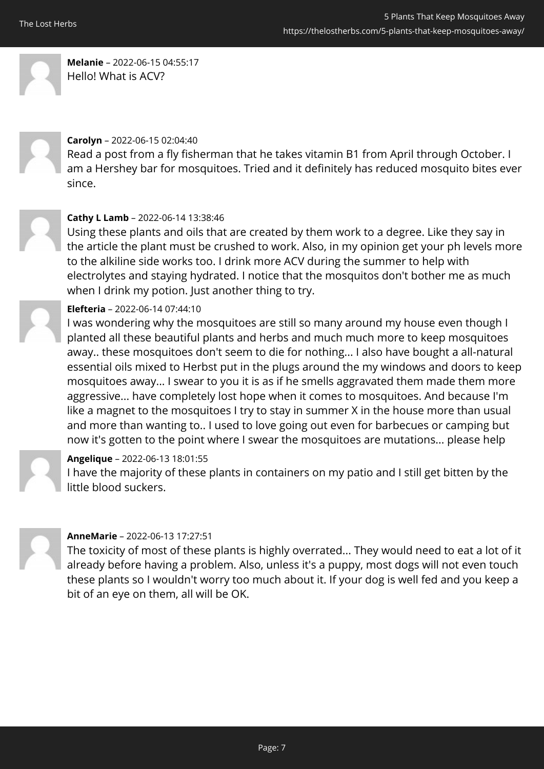**Melanie** – 2022-06-15 04:55:17
Hello! What is ACV?

**Carolyn** – 2022-06-15 02:04:40
Read a post from a fly fisherman that he takes vitamin B1 from April through October. I am a Hershey bar for mosquitoes. Tried and it definitely has reduced mosquito bites ever since.

**Cathy L Lamb** – 2022-06-14 13:38:46
Using these plants and oils that are created by them work to a degree. Like they say in the article the plant must be crushed to work. Also, in my opinion get your ph levels more to the alkiline side works too. I drink more ACV during the summer to help with electrolytes and staying hydrated. I notice that the mosquitos don't bother me as much when I drink my potion. Just another thing to try.

**Elefteria** – 2022-06-14 07:44:10
I was wondering why the mosquitoes are still so many around my house even though I planted all these beautiful plants and herbs and much much more to keep mosquitoes away.. these mosquitoes don't seem to die for nothing... I also have bought a all-natural essential oils mixed to Herbst put in the plugs around the my windows and doors to keep mosquitoes away... I swear to you it is as if he smells aggravated them made them more aggressive... have completely lost hope when it comes to mosquitoes. And because I'm like a magnet to the mosquitoes I try to stay in summer X in the house more than usual and more than wanting to.. I used to love going out even for barbecues or camping but now it's gotten to the point where I swear the mosquitoes are mutations... please help

**Angelique** – 2022-06-13 18:01:55
I have the majority of these plants in containers on my patio and I still get bitten by the little blood suckers.

**AnneMarie** – 2022-06-13 17:27:51
The toxicity of most of these plants is highly overrated... They would need to eat a lot of it already before having a problem. Also, unless it's a puppy, most dogs will not even touch these plants so I wouldn't worry too much about it. If your dog is well fed and you keep a bit of an eye on them, all will be OK.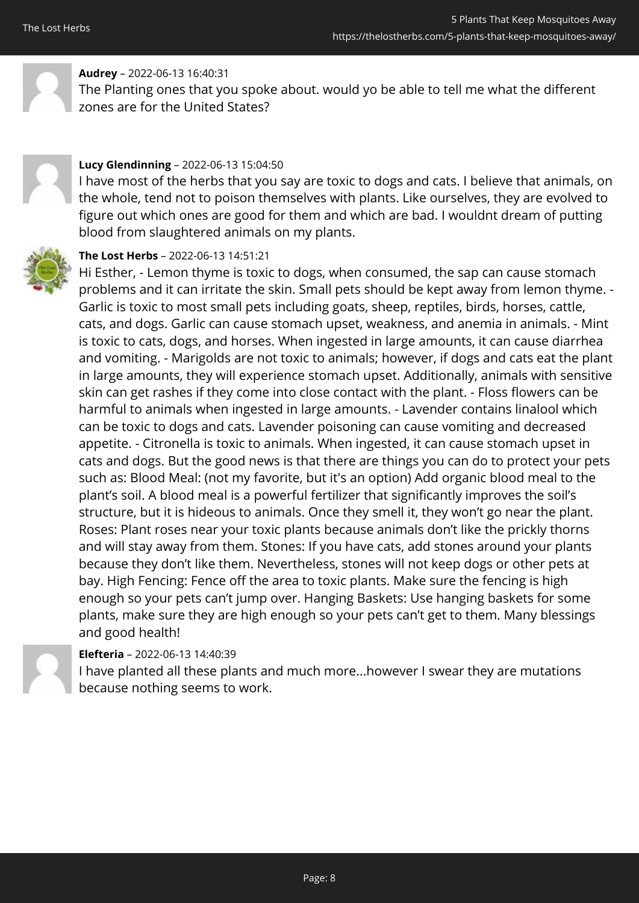**Audrey** – 2022-06-13 16:40:31

The Planting ones that you spoke about. would yo be able to tell me what the different zones are for the United States?

**Lucy Glendinning** – 2022-06-13 15:04:50

I have most of the herbs that you say are toxic to dogs and cats. I believe that animals, on the whole, tend not to poison themselves with plants. Like ourselves, they are evolved to figure out which ones are good for them and which are bad. I wouldnt dream of putting blood from slaughtered animals on my plants.

**The Lost Herbs** – 2022-06-13 14:51:21

Hi Esther, - Lemon thyme is toxic to dogs, when consumed, the sap can cause stomach problems and it can irritate the skin. Small pets should be kept away from lemon thyme. - Garlic is toxic to most small pets including goats, sheep, reptiles, birds, horses, cattle, cats, and dogs. Garlic can cause stomach upset, weakness, and anemia in animals. - Mint is toxic to cats, dogs, and horses. When ingested in large amounts, it can cause diarrhea and vomiting. - Marigolds are not toxic to animals; however, if dogs and cats eat the plant in large amounts, they will experience stomach upset. Additionally, animals with sensitive skin can get rashes if they come into close contact with the plant. - Floss flowers can be harmful to animals when ingested in large amounts. - Lavender contains linalool which can be toxic to dogs and cats. Lavender poisoning can cause vomiting and decreased appetite. - Citronella is toxic to animals. When ingested, it can cause stomach upset in cats and dogs. But the good news is that there are things you can do to protect your pets such as: Blood Meal: (not my favorite, but it's an option) Add organic blood meal to the plant's soil. A blood meal is a powerful fertilizer that significantly improves the soil's structure, but it is hideous to animals. Once they smell it, they won't go near the plant. Roses: Plant roses near your toxic plants because animals don't like the prickly thorns and will stay away from them. Stones: If you have cats, add stones around your plants because they don't like them. Nevertheless, stones will not keep dogs or other pets at bay. High Fencing: Fence off the area to toxic plants. Make sure the fencing is high enough so your pets can't jump over. Hanging Baskets: Use hanging baskets for some plants, make sure they are high enough so your pets can't get to them. Many blessings and good health!

**Elefteria** – 2022-06-13 14:40:39

I have planted all these plants and much more...however I swear they are mutations because nothing seems to work.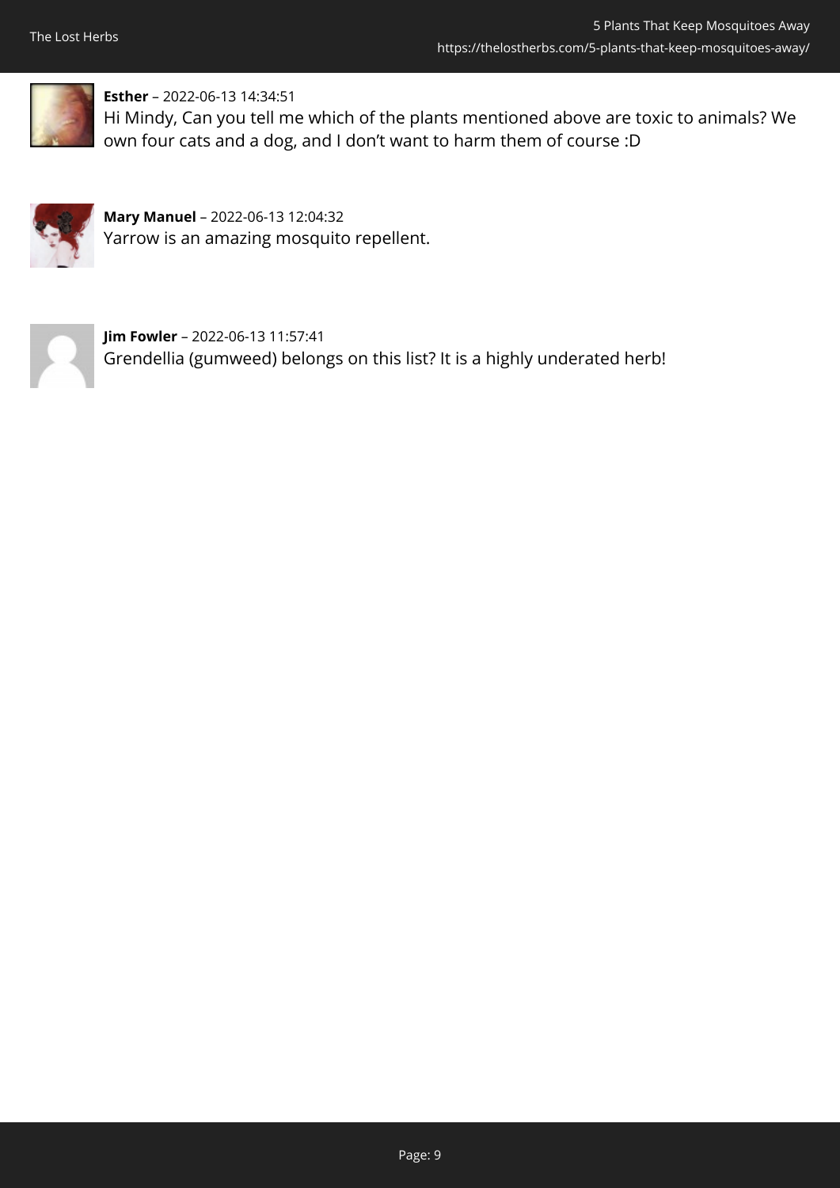**Esther** – 2022-06-13 14:34:51
Hi Mindy, Can you tell me which of the plants mentioned above are toxic to animals? We own four cats and a dog, and I don't want to harm them of course :D

**Mary Manuel** – 2022-06-13 12:04:32
Yarrow is an amazing mosquito repellent.

**Jim Fowler** – 2022-06-13 11:57:41
Grendellia (gumweed) belongs on this list? It is a highly underated herb!